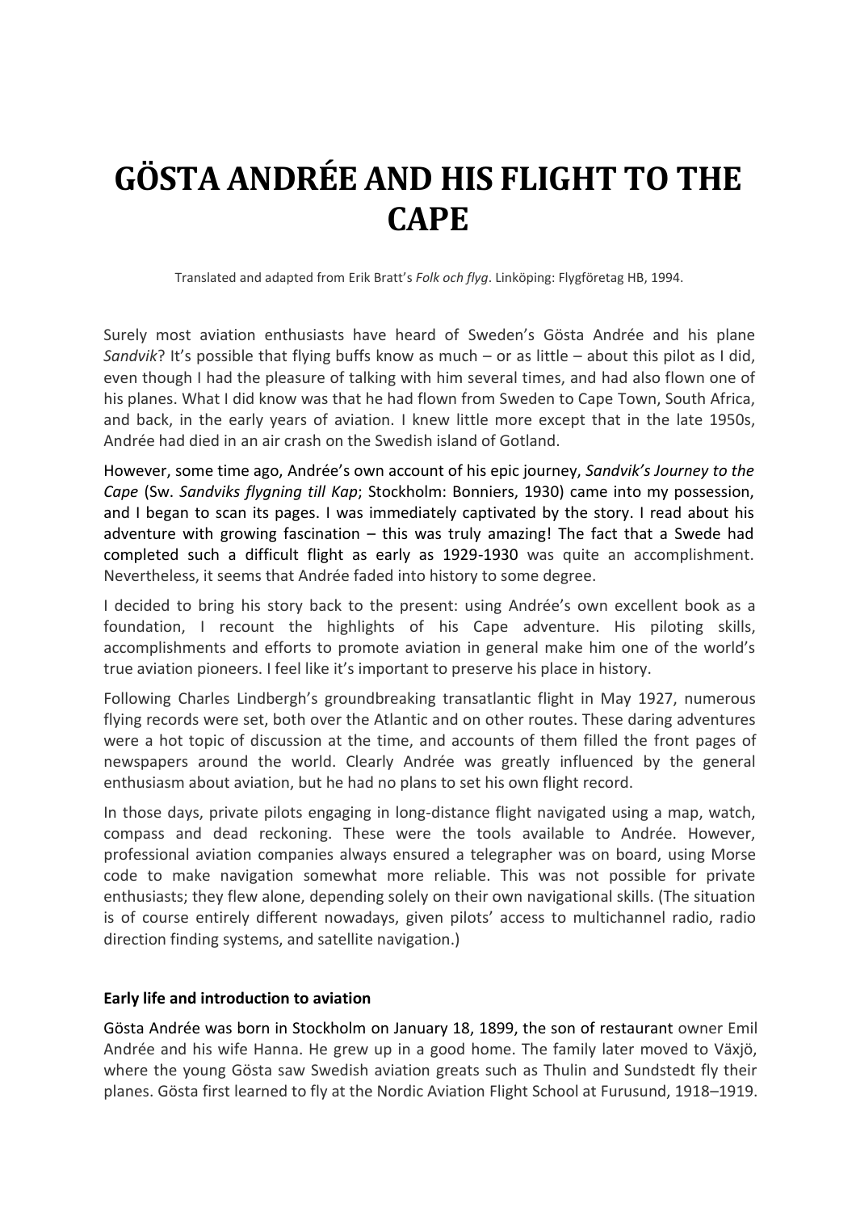# GÖSTA ANDRÉE AND HIS FLIGHT TO THE CAPE

Translated and adapted from Erik Bratt's *Folk och flyg*. Linköping: Flygföretag HB, 1994.

Surely most aviation enthusiasts have heard of Sweden's Gösta Andrée and his plane *Sandvik*? It's possible that flying buffs know as much – or as little – about this pilot as I did, even though I had the pleasure of talking with him several times, and had also flown one of his planes. What I did know was that he had flown from Sweden to Cape Town, South Africa, and back, in the early years of aviation. I knew little more except that in the late 1950s, Andrée had died in an air crash on the Swedish island of Gotland.

However, some time ago, Andrée's own account of his epic journey, *Sandvik's Journey to the Cape* (Sw. *Sandviks flygning till Kap*; Stockholm: Bonniers, 1930) came into my possession, and I began to scan its pages. I was immediately captivated by the story. I read about his adventure with growing fascination – this was truly amazing! The fact that a Swede had completed such a difficult flight as early as 1929-1930 was quite an accomplishment. Nevertheless, it seems that Andrée faded into history to some degree.

I decided to bring his story back to the present: using Andrée's own excellent book as a foundation, I recount the highlights of his Cape adventure. His piloting skills, accomplishments and efforts to promote aviation in general make him one of the world's true aviation pioneers. I feel like it's important to preserve his place in history.

Following Charles Lindbergh's groundbreaking transatlantic flight in May 1927, numerous flying records were set, both over the Atlantic and on other routes. These daring adventures were a hot topic of discussion at the time, and accounts of them filled the front pages of newspapers around the world. Clearly Andrée was greatly influenced by the general enthusiasm about aviation, but he had no plans to set his own flight record.

In those days, private pilots engaging in long-distance flight navigated using a map, watch, compass and dead reckoning. These were the tools available to Andrée. However, professional aviation companies always ensured a telegrapher was on board, using Morse code to make navigation somewhat more reliable. This was not possible for private enthusiasts; they flew alone, depending solely on their own navigational skills. (The situation is of course entirely different nowadays, given pilots' access to multichannel radio, radio direction finding systems, and satellite navigation.)

### Early life and introduction to aviation

Gösta Andrée was born in Stockholm on January 18, 1899, the son of restaurant owner Emil Andrée and his wife Hanna. He grew up in a good home. The family later moved to Växjö, where the young Gösta saw Swedish aviation greats such as Thulin and Sundstedt fly their planes. Gösta first learned to fly at the Nordic Aviation Flight School at Furusund, 1918–1919.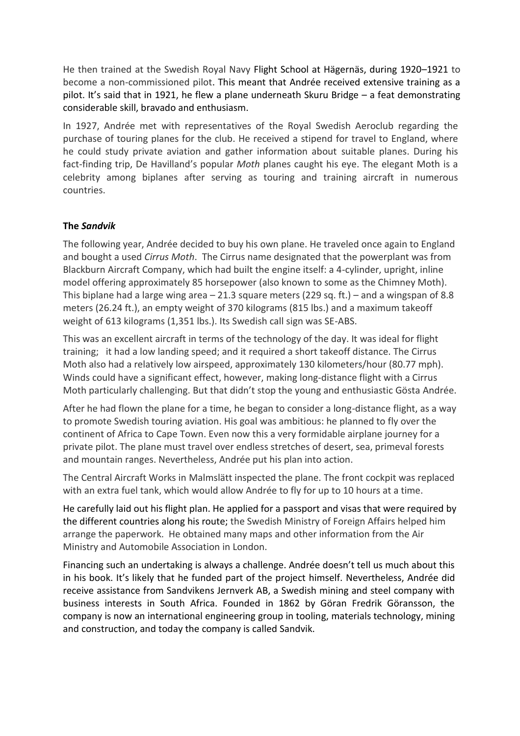He then trained at the Swedish Royal Navy Flight School at Hägernäs, during 1920–1921 to become a non-commissioned pilot. This meant that Andrée received extensive training as a pilot. It's said that in 1921, he flew a plane underneath Skuru Bridge – a feat demonstrating considerable skill, bravado and enthusiasm.

In 1927, Andrée met with representatives of the Royal Swedish Aeroclub regarding the purchase of touring planes for the club. He received a stipend for travel to England, where he could study private aviation and gather information about suitable planes. During his fact-finding trip, De Havilland's popular *Moth* planes caught his eye. The elegant Moth is a celebrity among biplanes after serving as touring and training aircraft in numerous countries.

### The *Sandvik*

The following year, Andrée decided to buy his own plane. He traveled once again to England and bought a used *Cirrus Moth*. The Cirrus name designated that the powerplant was from Blackburn Aircraft Company, which had built the engine itself: a 4-cylinder, upright, inline model offering approximately 85 horsepower (also known to some as the Chimney Moth). This biplane had a large wing area – 21.3 square meters (229 sq. ft.) – and a wingspan of 8.8 meters (26.24 ft.), an empty weight of 370 kilograms (815 lbs.) and a maximum takeoff weight of 613 kilograms (1,351 lbs.). Its Swedish call sign was SE-ABS.

This was an excellent aircraft in terms of the technology of the day. It was ideal for flight training; it had a low landing speed; and it required a short takeoff distance. The Cirrus Moth also had a relatively low airspeed, approximately 130 kilometers/hour (80.77 mph). Winds could have a significant effect, however, making long-distance flight with a Cirrus Moth particularly challenging. But that didn't stop the young and enthusiastic Gösta Andrée.

After he had flown the plane for a time, he began to consider a long-distance flight, as a way to promote Swedish touring aviation. His goal was ambitious: he planned to fly over the continent of Africa to Cape Town. Even now this a very formidable airplane journey for a private pilot. The plane must travel over endless stretches of desert, sea, primeval forests and mountain ranges. Nevertheless, Andrée put his plan into action.

The Central Aircraft Works in Malmslätt inspected the plane. The front cockpit was replaced with an extra fuel tank, which would allow Andrée to fly for up to 10 hours at a time.

He carefully laid out his flight plan. He applied for a passport and visas that were required by the different countries along his route; the Swedish Ministry of Foreign Affairs helped him arrange the paperwork. He obtained many maps and other information from the Air Ministry and Automobile Association in London.

Financing such an undertaking is always a challenge. Andrée doesn't tell us much about this in his book. It's likely that he funded part of the project himself. Nevertheless, Andrée did receive assistance from Sandvikens Jernverk AB, a Swedish mining and steel company with business interests in South Africa. Founded in 1862 by Göran Fredrik Göransson, the company is now an international engineering group in tooling, materials technology, mining and construction, and today the company is called Sandvik.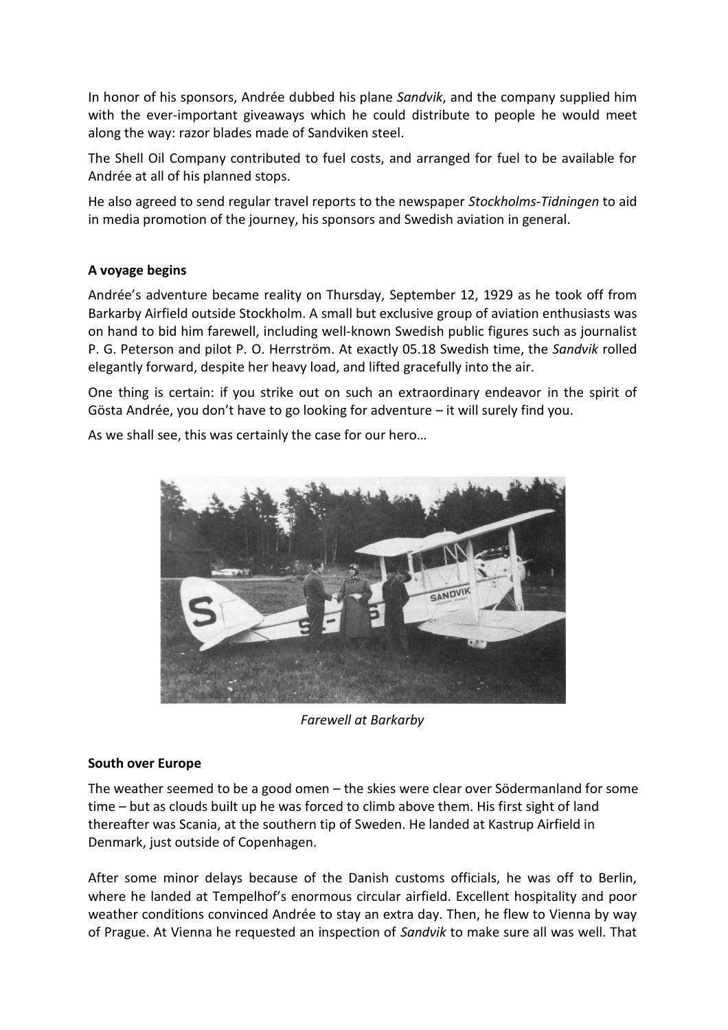In honor of his sponsors, Andrée dubbed his plane *Sandvik*, and the company supplied him with the ever-important giveaways which he could distribute to people he would meet along the way: razor blades made of Sandviken steel.

The Shell Oil Company contributed to fuel costs, and arranged for fuel to be available for Andrée at all of his planned stops.

He also agreed to send regular travel reports to the newspaper *Stockholms-Tidningen* to aid in media promotion of the journey, his sponsors and Swedish aviation in general.

**A voyage begins**

Andrée's adventure became reality on Thursday, September 12, 1929 as he took off from Barkarby Airfield outside Stockholm. A small but exclusive group of aviation enthusiasts was on hand to bid him farewell, including well-known Swedish public figures such as journalist P. G. Peterson and pilot P. O. Herrström. At exactly 05.18 Swedish time, the *Sandvik* rolled elegantly forward, despite her heavy load, and lifted gracefully into the air.

One thing is certain: if you strike out on such an extraordinary endeavor in the spirit of Gösta Andrée, you don't have to go looking for adventure – it will surely find you.

As we shall see, this was certainly the case for our hero…

*Farewell at Barkarby*

**South over Europe**

The weather seemed to be a good omen – the skies were clear over Södermanland for some time – but as clouds built up he was forced to climb above them. His first sight of land thereafter was Scania, at the southern tip of Sweden. He landed at Kastrup Airfield in Denmark, just outside of Copenhagen.

After some minor delays because of the Danish customs officials, he was off to Berlin, where he landed at Tempelhof's enormous circular airfield. Excellent hospitality and poor weather conditions convinced Andrée to stay an extra day. Then, he flew to Vienna by way of Prague. At Vienna he requested an inspection of *Sandvik* to make sure all was well. That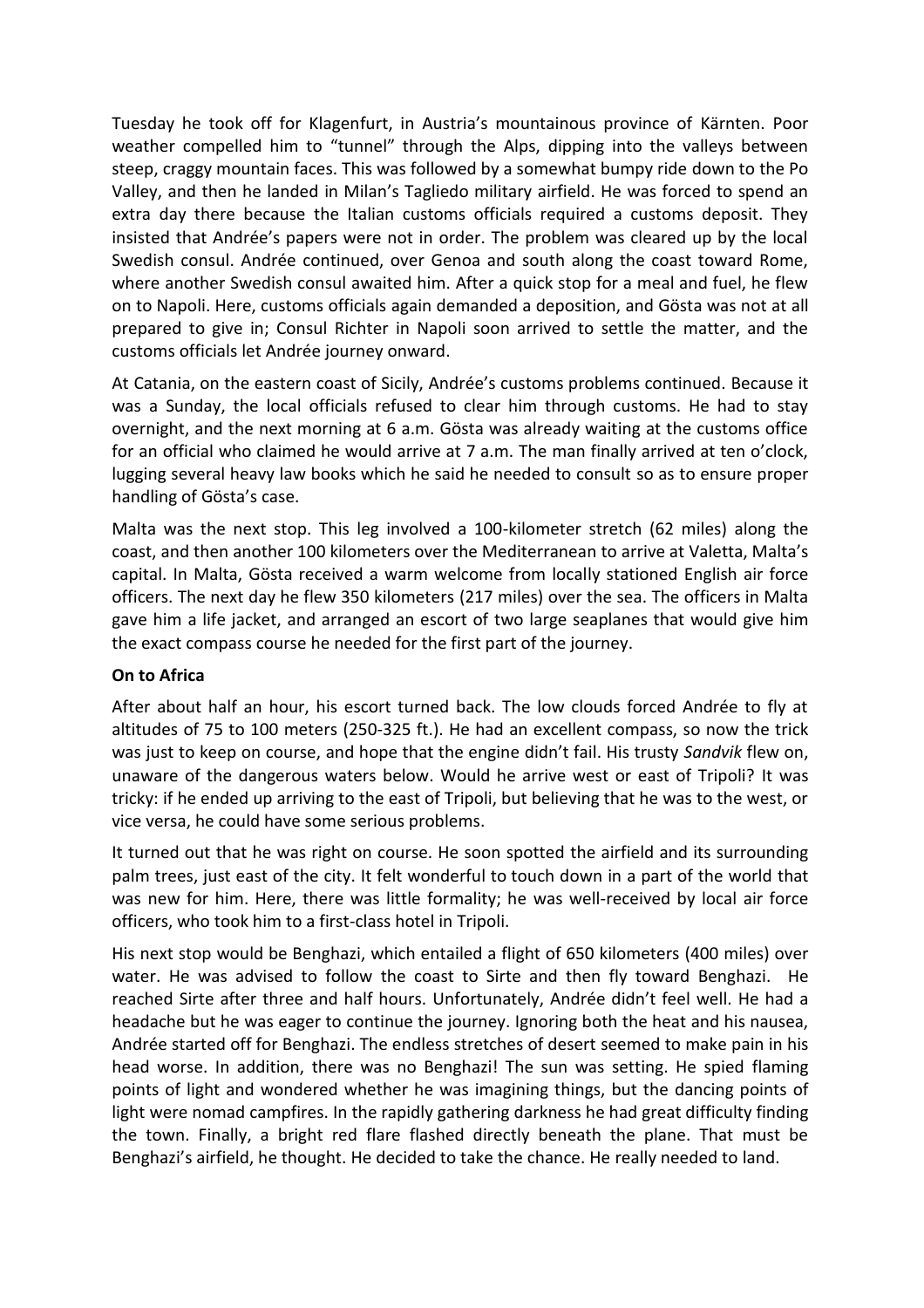Tuesday he took off for Klagenfurt, in Austria's mountainous province of Kärnten. Poor weather compelled him to "tunnel" through the Alps, dipping into the valleys between steep, craggy mountain faces. This was followed by a somewhat bumpy ride down to the Po Valley, and then he landed in Milan's Tagliedo military airfield. He was forced to spend an extra day there because the Italian customs officials required a customs deposit. They insisted that Andrée's papers were not in order. The problem was cleared up by the local Swedish consul. Andrée continued, over Genoa and south along the coast toward Rome, where another Swedish consul awaited him. After a quick stop for a meal and fuel, he flew on to Napoli. Here, customs officials again demanded a deposition, and Gösta was not at all prepared to give in; Consul Richter in Napoli soon arrived to settle the matter, and the customs officials let Andrée journey onward.

At Catania, on the eastern coast of Sicily, Andrée's customs problems continued. Because it was a Sunday, the local officials refused to clear him through customs. He had to stay overnight, and the next morning at 6 a.m. Gösta was already waiting at the customs office for an official who claimed he would arrive at 7 a.m. The man finally arrived at ten o'clock, lugging several heavy law books which he said he needed to consult so as to ensure proper handling of Gösta's case.

Malta was the next stop. This leg involved a 100-kilometer stretch (62 miles) along the coast, and then another 100 kilometers over the Mediterranean to arrive at Valetta, Malta's capital. In Malta, Gösta received a warm welcome from locally stationed English air force officers. The next day he flew 350 kilometers (217 miles) over the sea. The officers in Malta gave him a life jacket, and arranged an escort of two large seaplanes that would give him the exact compass course he needed for the first part of the journey.

**On to Africa**

After about half an hour, his escort turned back. The low clouds forced Andrée to fly at altitudes of 75 to 100 meters (250-325 ft.). He had an excellent compass, so now the trick was just to keep on course, and hope that the engine didn't fail. His trusty *Sandvik* flew on, unaware of the dangerous waters below. Would he arrive west or east of Tripoli? It was tricky: if he ended up arriving to the east of Tripoli, but believing that he was to the west, or vice versa, he could have some serious problems.

It turned out that he was right on course. He soon spotted the airfield and its surrounding palm trees, just east of the city. It felt wonderful to touch down in a part of the world that was new for him. Here, there was little formality; he was well-received by local air force officers, who took him to a first-class hotel in Tripoli.

His next stop would be Benghazi, which entailed a flight of 650 kilometers (400 miles) over water. He was advised to follow the coast to Sirte and then fly toward Benghazi. He reached Sirte after three and half hours. Unfortunately, Andrée didn't feel well. He had a headache but he was eager to continue the journey. Ignoring both the heat and his nausea, Andrée started off for Benghazi. The endless stretches of desert seemed to make pain in his head worse. In addition, there was no Benghazi! The sun was setting. He spied flaming points of light and wondered whether he was imagining things, but the dancing points of light were nomad campfires. In the rapidly gathering darkness he had great difficulty finding the town. Finally, a bright red flare flashed directly beneath the plane. That must be Benghazi's airfield, he thought. He decided to take the chance. He really needed to land.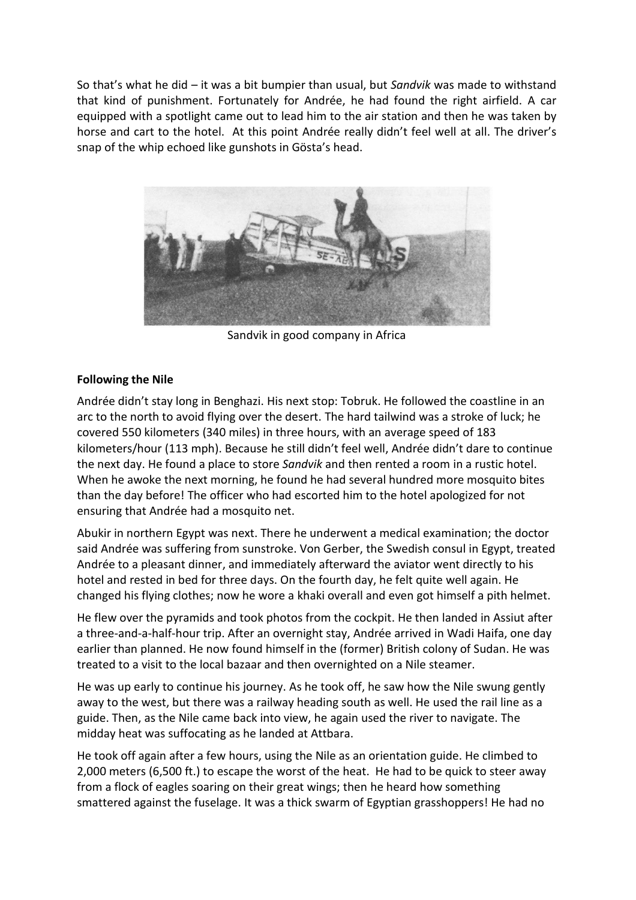So that's what he did – it was a bit bumpier than usual, but *Sandvik* was made to withstand that kind of punishment. Fortunately for Andrée, he had found the right airfield. A car equipped with a spotlight came out to lead him to the air station and then he was taken by horse and cart to the hotel. At this point Andrée really didn't feel well at all. The driver's snap of the whip echoed like gunshots in Gösta's head.

Sandvik in good company in Africa

**Following the Nile**

Andrée didn't stay long in Benghazi. His next stop: Tobruk. He followed the coastline in an arc to the north to avoid flying over the desert. The hard tailwind was a stroke of luck; he covered 550 kilometers (340 miles) in three hours, with an average speed of 183 kilometers/hour (113 mph). Because he still didn't feel well, Andrée didn't dare to continue the next day. He found a place to store *Sandvik* and then rented a room in a rustic hotel. When he awoke the next morning, he found he had several hundred more mosquito bites than the day before! The officer who had escorted him to the hotel apologized for not ensuring that Andrée had a mosquito net.

Abukir in northern Egypt was next. There he underwent a medical examination; the doctor said Andrée was suffering from sunstroke. Von Gerber, the Swedish consul in Egypt, treated Andrée to a pleasant dinner, and immediately afterward the aviator went directly to his hotel and rested in bed for three days. On the fourth day, he felt quite well again. He changed his flying clothes; now he wore a khaki overall and even got himself a pith helmet.

He flew over the pyramids and took photos from the cockpit. He then landed in Assiut after a three-and-a-half-hour trip. After an overnight stay, Andrée arrived in Wadi Haifa, one day earlier than planned. He now found himself in the (former) British colony of Sudan. He was treated to a visit to the local bazaar and then overnighted on a Nile steamer.

He was up early to continue his journey. As he took off, he saw how the Nile swung gently away to the west, but there was a railway heading south as well. He used the rail line as a guide. Then, as the Nile came back into view, he again used the river to navigate. The midday heat was suffocating as he landed at Attbara.

He took off again after a few hours, using the Nile as an orientation guide. He climbed to 2,000 meters (6,500 ft.) to escape the worst of the heat. He had to be quick to steer away from a flock of eagles soaring on their great wings; then he heard how something smattered against the fuselage. It was a thick swarm of Egyptian grasshoppers! He had no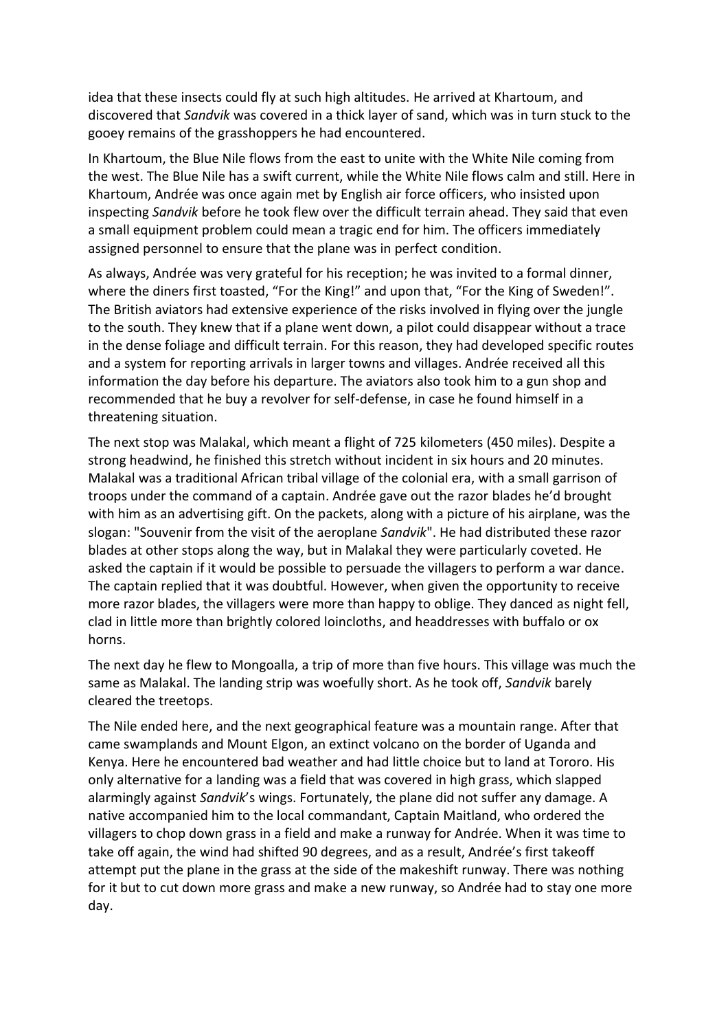idea that these insects could fly at such high altitudes. He arrived at Khartoum, and discovered that *Sandvik* was covered in a thick layer of sand, which was in turn stuck to the gooey remains of the grasshoppers he had encountered.

In Khartoum, the Blue Nile flows from the east to unite with the White Nile coming from the west. The Blue Nile has a swift current, while the White Nile flows calm and still. Here in Khartoum, Andrée was once again met by English air force officers, who insisted upon inspecting *Sandvik* before he took flew over the difficult terrain ahead. They said that even a small equipment problem could mean a tragic end for him. The officers immediately assigned personnel to ensure that the plane was in perfect condition.

As always, Andrée was very grateful for his reception; he was invited to a formal dinner, where the diners first toasted, "For the King!" and upon that, "For the King of Sweden!". The British aviators had extensive experience of the risks involved in flying over the jungle to the south. They knew that if a plane went down, a pilot could disappear without a trace in the dense foliage and difficult terrain. For this reason, they had developed specific routes and a system for reporting arrivals in larger towns and villages. Andrée received all this information the day before his departure. The aviators also took him to a gun shop and recommended that he buy a revolver for self-defense, in case he found himself in a threatening situation.

The next stop was Malakal, which meant a flight of 725 kilometers (450 miles). Despite a strong headwind, he finished this stretch without incident in six hours and 20 minutes. Malakal was a traditional African tribal village of the colonial era, with a small garrison of troops under the command of a captain. Andrée gave out the razor blades he'd brought with him as an advertising gift. On the packets, along with a picture of his airplane, was the slogan: "Souvenir from the visit of the aeroplane *Sandvik*". He had distributed these razor blades at other stops along the way, but in Malakal they were particularly coveted. He asked the captain if it would be possible to persuade the villagers to perform a war dance. The captain replied that it was doubtful. However, when given the opportunity to receive more razor blades, the villagers were more than happy to oblige. They danced as night fell, clad in little more than brightly colored loincloths, and headdresses with buffalo or ox horns.

The next day he flew to Mongoalla, a trip of more than five hours. This village was much the same as Malakal. The landing strip was woefully short. As he took off, *Sandvik* barely cleared the treetops.

The Nile ended here, and the next geographical feature was a mountain range. After that came swamplands and Mount Elgon, an extinct volcano on the border of Uganda and Kenya. Here he encountered bad weather and had little choice but to land at Tororo. His only alternative for a landing was a field that was covered in high grass, which slapped alarmingly against *Sandvik*'s wings. Fortunately, the plane did not suffer any damage. A native accompanied him to the local commandant, Captain Maitland, who ordered the villagers to chop down grass in a field and make a runway for Andrée. When it was time to take off again, the wind had shifted 90 degrees, and as a result, Andrée's first takeoff attempt put the plane in the grass at the side of the makeshift runway. There was nothing for it but to cut down more grass and make a new runway, so Andrée had to stay one more day.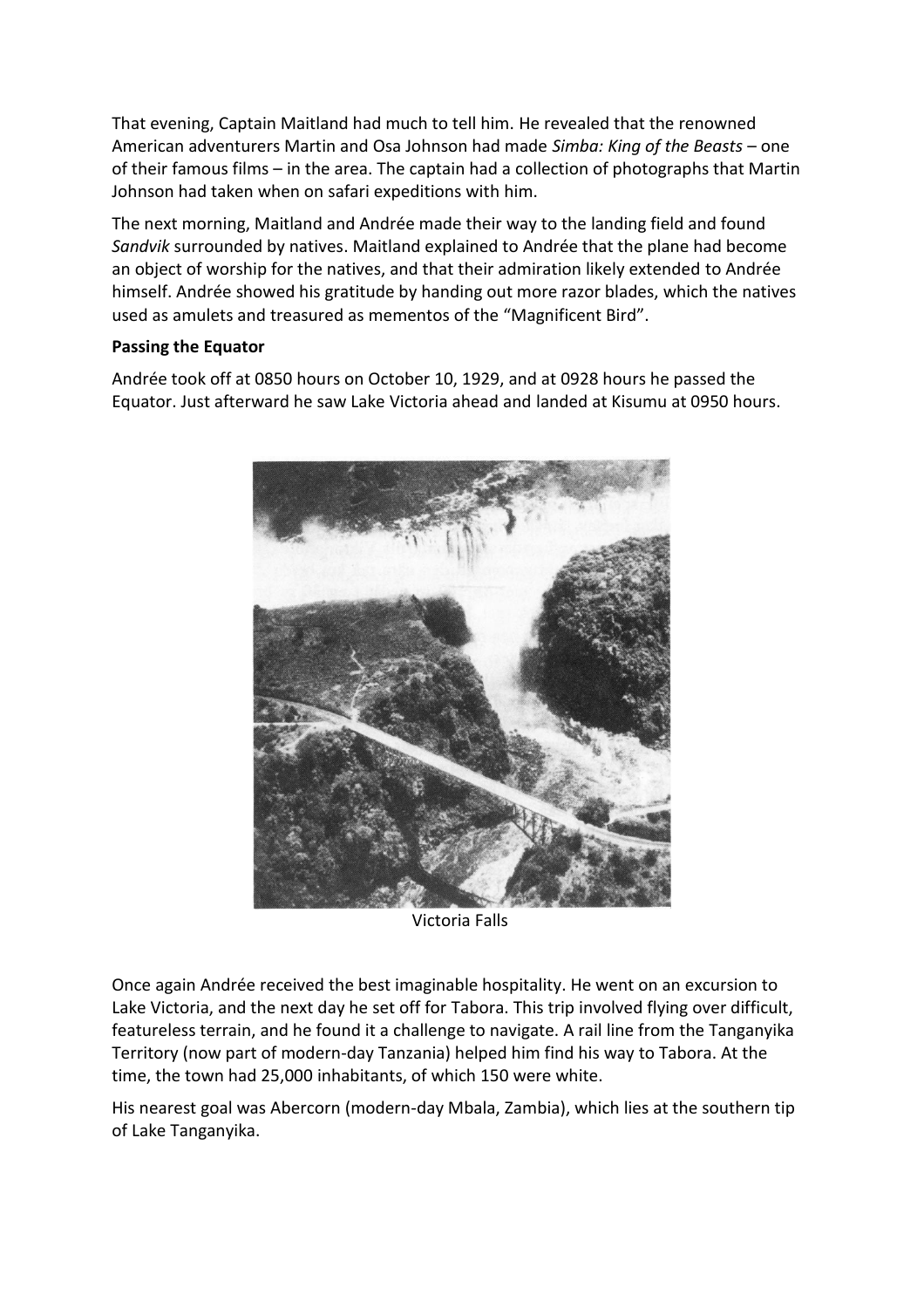That evening, Captain Maitland had much to tell him. He revealed that the renowned American adventurers Martin and Osa Johnson had made *Simba: King of the Beasts* – one of their famous films – in the area. The captain had a collection of photographs that Martin Johnson had taken when on safari expeditions with him.

The next morning, Maitland and Andrée made their way to the landing field and found *Sandvik* surrounded by natives. Maitland explained to Andrée that the plane had become an object of worship for the natives, and that their admiration likely extended to Andrée himself. Andrée showed his gratitude by handing out more razor blades, which the natives used as amulets and treasured as mementos of the "Magnificent Bird".

**Passing the Equator**

Andrée took off at 0850 hours on October 10, 1929, and at 0928 hours he passed the Equator. Just afterward he saw Lake Victoria ahead and landed at Kisumu at 0950 hours.

Victoria Falls

Once again Andrée received the best imaginable hospitality. He went on an excursion to Lake Victoria, and the next day he set off for Tabora. This trip involved flying over difficult, featureless terrain, and he found it a challenge to navigate. A rail line from the Tanganyika Territory (now part of modern-day Tanzania) helped him find his way to Tabora. At the time, the town had 25,000 inhabitants, of which 150 were white.

His nearest goal was Abercorn (modern-day Mbala, Zambia), which lies at the southern tip of Lake Tanganyika.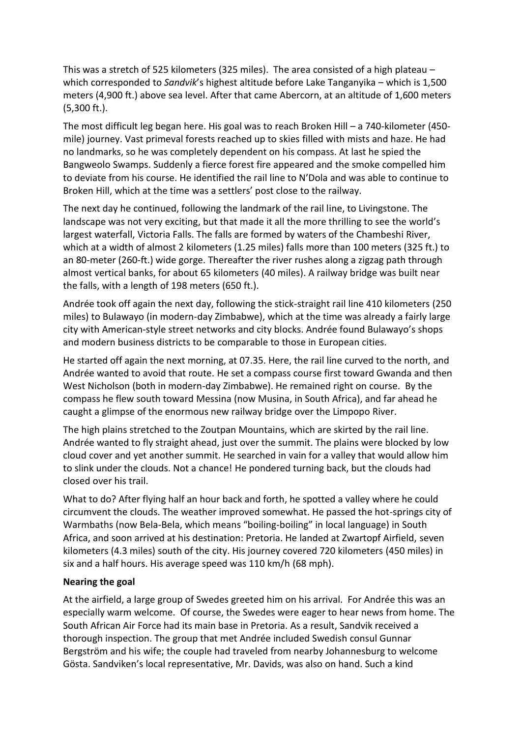This was a stretch of 525 kilometers (325 miles). The area consisted of a high plateau – which corresponded to *Sandvik*'s highest altitude before Lake Tanganyika – which is 1,500 meters (4,900 ft.) above sea level. After that came Abercorn, at an altitude of 1,600 meters (5,300 ft.).

The most difficult leg began here. His goal was to reach Broken Hill – a 740-kilometer (450-mile) journey. Vast primeval forests reached up to skies filled with mists and haze. He had no landmarks, so he was completely dependent on his compass. At last he spied the Bangweolo Swamps. Suddenly a fierce forest fire appeared and the smoke compelled him to deviate from his course. He identified the rail line to N'Dola and was able to continue to Broken Hill, which at the time was a settlers' post close to the railway.

The next day he continued, following the landmark of the rail line, to Livingstone. The landscape was not very exciting, but that made it all the more thrilling to see the world's largest waterfall, Victoria Falls. The falls are formed by waters of the Chambeshi River, which at a width of almost 2 kilometers (1.25 miles) falls more than 100 meters (325 ft.) to an 80-meter (260-ft.) wide gorge. Thereafter the river rushes along a zigzag path through almost vertical banks, for about 65 kilometers (40 miles). A railway bridge was built near the falls, with a length of 198 meters (650 ft.).

Andrée took off again the next day, following the stick-straight rail line 410 kilometers (250 miles) to Bulawayo (in modern-day Zimbabwe), which at the time was already a fairly large city with American-style street networks and city blocks. Andrée found Bulawayo's shops and modern business districts to be comparable to those in European cities.

He started off again the next morning, at 07.35. Here, the rail line curved to the north, and Andrée wanted to avoid that route. He set a compass course first toward Gwanda and then West Nicholson (both in modern-day Zimbabwe). He remained right on course. By the compass he flew south toward Messina (now Musina, in South Africa), and far ahead he caught a glimpse of the enormous new railway bridge over the Limpopo River.

The high plains stretched to the Zoutpan Mountains, which are skirted by the rail line. Andrée wanted to fly straight ahead, just over the summit. The plains were blocked by low cloud cover and yet another summit. He searched in vain for a valley that would allow him to slink under the clouds. Not a chance! He pondered turning back, but the clouds had closed over his trail.

What to do? After flying half an hour back and forth, he spotted a valley where he could circumvent the clouds. The weather improved somewhat. He passed the hot-springs city of Warmbaths (now Bela-Bela, which means "boiling-boiling" in local language) in South Africa, and soon arrived at his destination: Pretoria. He landed at Zwartopf Airfield, seven kilometers (4.3 miles) south of the city. His journey covered 720 kilometers (450 miles) in six and a half hours. His average speed was 110 km/h (68 mph).

**Nearing the goal**

At the airfield, a large group of Swedes greeted him on his arrival. For Andrée this was an especially warm welcome. Of course, the Swedes were eager to hear news from home. The South African Air Force had its main base in Pretoria. As a result, Sandvik received a thorough inspection. The group that met Andrée included Swedish consul Gunnar Bergström and his wife; the couple had traveled from nearby Johannesburg to welcome Gösta. Sandviken's local representative, Mr. Davids, was also on hand. Such a kind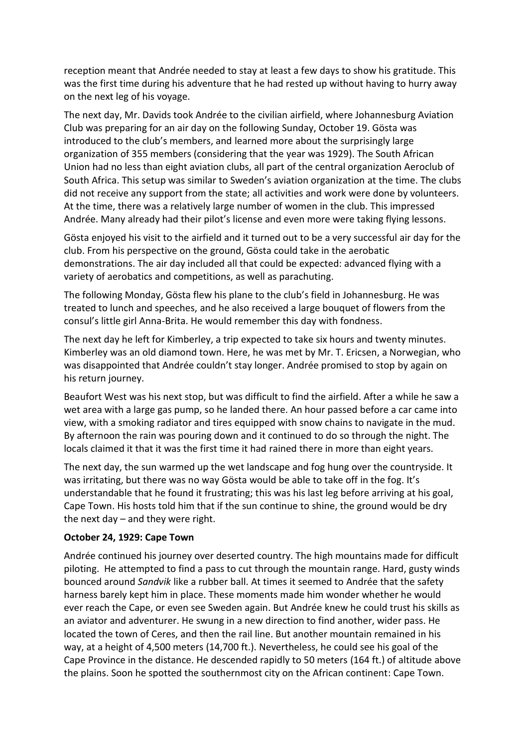reception meant that Andrée needed to stay at least a few days to show his gratitude. This was the first time during his adventure that he had rested up without having to hurry away on the next leg of his voyage.

The next day, Mr. Davids took Andrée to the civilian airfield, where Johannesburg Aviation Club was preparing for an air day on the following Sunday, October 19. Gösta was introduced to the club's members, and learned more about the surprisingly large organization of 355 members (considering that the year was 1929). The South African Union had no less than eight aviation clubs, all part of the central organization Aeroclub of South Africa. This setup was similar to Sweden's aviation organization at the time. The clubs did not receive any support from the state; all activities and work were done by volunteers. At the time, there was a relatively large number of women in the club. This impressed Andrée. Many already had their pilot's license and even more were taking flying lessons.

Gösta enjoyed his visit to the airfield and it turned out to be a very successful air day for the club. From his perspective on the ground, Gösta could take in the aerobatic demonstrations. The air day included all that could be expected: advanced flying with a variety of aerobatics and competitions, as well as parachuting.

The following Monday, Gösta flew his plane to the club's field in Johannesburg. He was treated to lunch and speeches, and he also received a large bouquet of flowers from the consul's little girl Anna-Brita. He would remember this day with fondness.

The next day he left for Kimberley, a trip expected to take six hours and twenty minutes. Kimberley was an old diamond town. Here, he was met by Mr. T. Ericsen, a Norwegian, who was disappointed that Andrée couldn't stay longer. Andrée promised to stop by again on his return journey.

Beaufort West was his next stop, but was difficult to find the airfield. After a while he saw a wet area with a large gas pump, so he landed there. An hour passed before a car came into view, with a smoking radiator and tires equipped with snow chains to navigate in the mud. By afternoon the rain was pouring down and it continued to do so through the night. The locals claimed it that it was the first time it had rained there in more than eight years.

The next day, the sun warmed up the wet landscape and fog hung over the countryside. It was irritating, but there was no way Gösta would be able to take off in the fog. It's understandable that he found it frustrating; this was his last leg before arriving at his goal, Cape Town. His hosts told him that if the sun continue to shine, the ground would be dry the next day – and they were right.

**October 24, 1929: Cape Town**

Andrée continued his journey over deserted country. The high mountains made for difficult piloting. He attempted to find a pass to cut through the mountain range. Hard, gusty winds bounced around *Sandvik* like a rubber ball. At times it seemed to Andrée that the safety harness barely kept him in place. These moments made him wonder whether he would ever reach the Cape, or even see Sweden again. But Andrée knew he could trust his skills as an aviator and adventurer. He swung in a new direction to find another, wider pass. He located the town of Ceres, and then the rail line. But another mountain remained in his way, at a height of 4,500 meters (14,700 ft.). Nevertheless, he could see his goal of the Cape Province in the distance. He descended rapidly to 50 meters (164 ft.) of altitude above the plains. Soon he spotted the southernmost city on the African continent: Cape Town.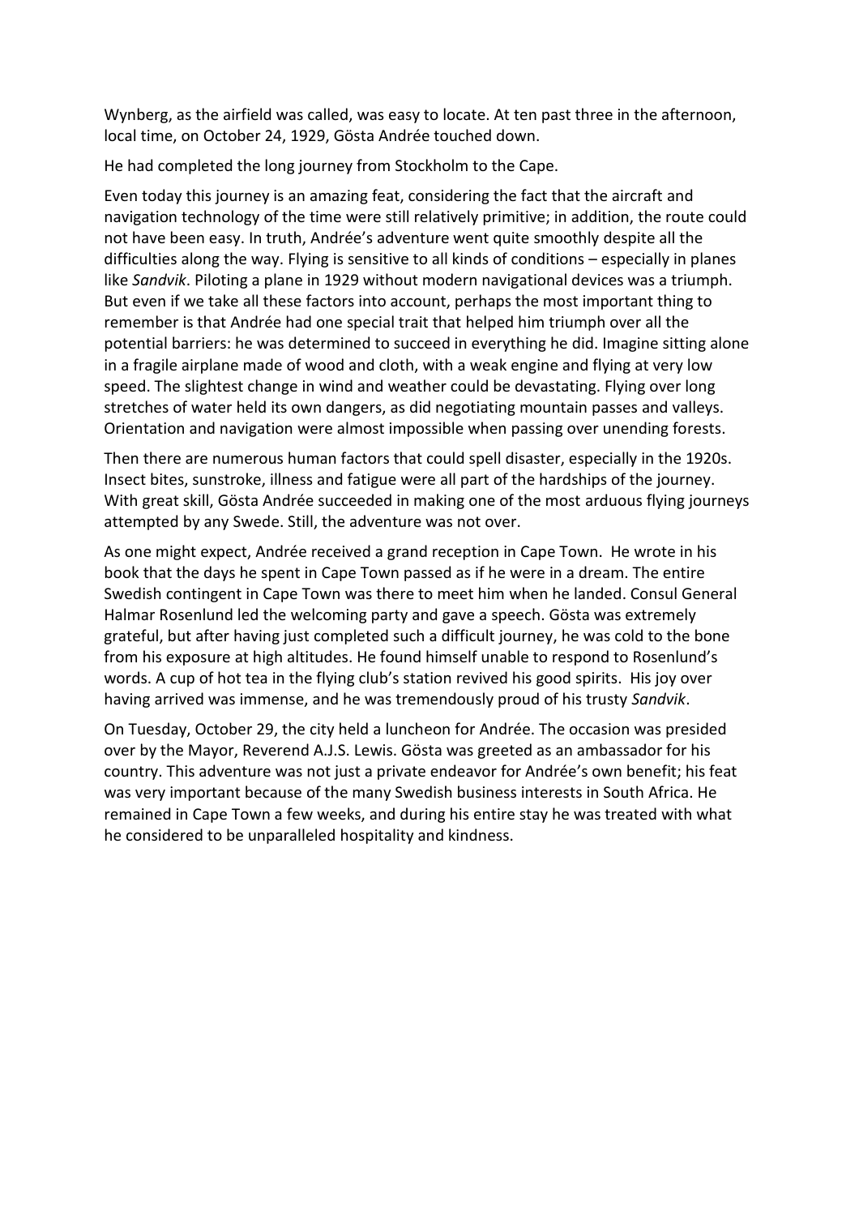Wynberg, as the airfield was called, was easy to locate. At ten past three in the afternoon, local time, on October 24, 1929, Gösta Andrée touched down.

He had completed the long journey from Stockholm to the Cape.

Even today this journey is an amazing feat, considering the fact that the aircraft and navigation technology of the time were still relatively primitive; in addition, the route could not have been easy. In truth, Andrée's adventure went quite smoothly despite all the difficulties along the way. Flying is sensitive to all kinds of conditions – especially in planes like *Sandvik*. Piloting a plane in 1929 without modern navigational devices was a triumph. But even if we take all these factors into account, perhaps the most important thing to remember is that Andrée had one special trait that helped him triumph over all the potential barriers: he was determined to succeed in everything he did. Imagine sitting alone in a fragile airplane made of wood and cloth, with a weak engine and flying at very low speed. The slightest change in wind and weather could be devastating. Flying over long stretches of water held its own dangers, as did negotiating mountain passes and valleys. Orientation and navigation were almost impossible when passing over unending forests.

Then there are numerous human factors that could spell disaster, especially in the 1920s. Insect bites, sunstroke, illness and fatigue were all part of the hardships of the journey. With great skill, Gösta Andrée succeeded in making one of the most arduous flying journeys attempted by any Swede. Still, the adventure was not over.

As one might expect, Andrée received a grand reception in Cape Town. He wrote in his book that the days he spent in Cape Town passed as if he were in a dream. The entire Swedish contingent in Cape Town was there to meet him when he landed. Consul General Halmar Rosenlund led the welcoming party and gave a speech. Gösta was extremely grateful, but after having just completed such a difficult journey, he was cold to the bone from his exposure at high altitudes. He found himself unable to respond to Rosenlund's words. A cup of hot tea in the flying club's station revived his good spirits. His joy over having arrived was immense, and he was tremendously proud of his trusty *Sandvik*.

On Tuesday, October 29, the city held a luncheon for Andrée. The occasion was presided over by the Mayor, Reverend A.J.S. Lewis. Gösta was greeted as an ambassador for his country. This adventure was not just a private endeavor for Andrée's own benefit; his feat was very important because of the many Swedish business interests in South Africa. He remained in Cape Town a few weeks, and during his entire stay he was treated with what he considered to be unparalleled hospitality and kindness.